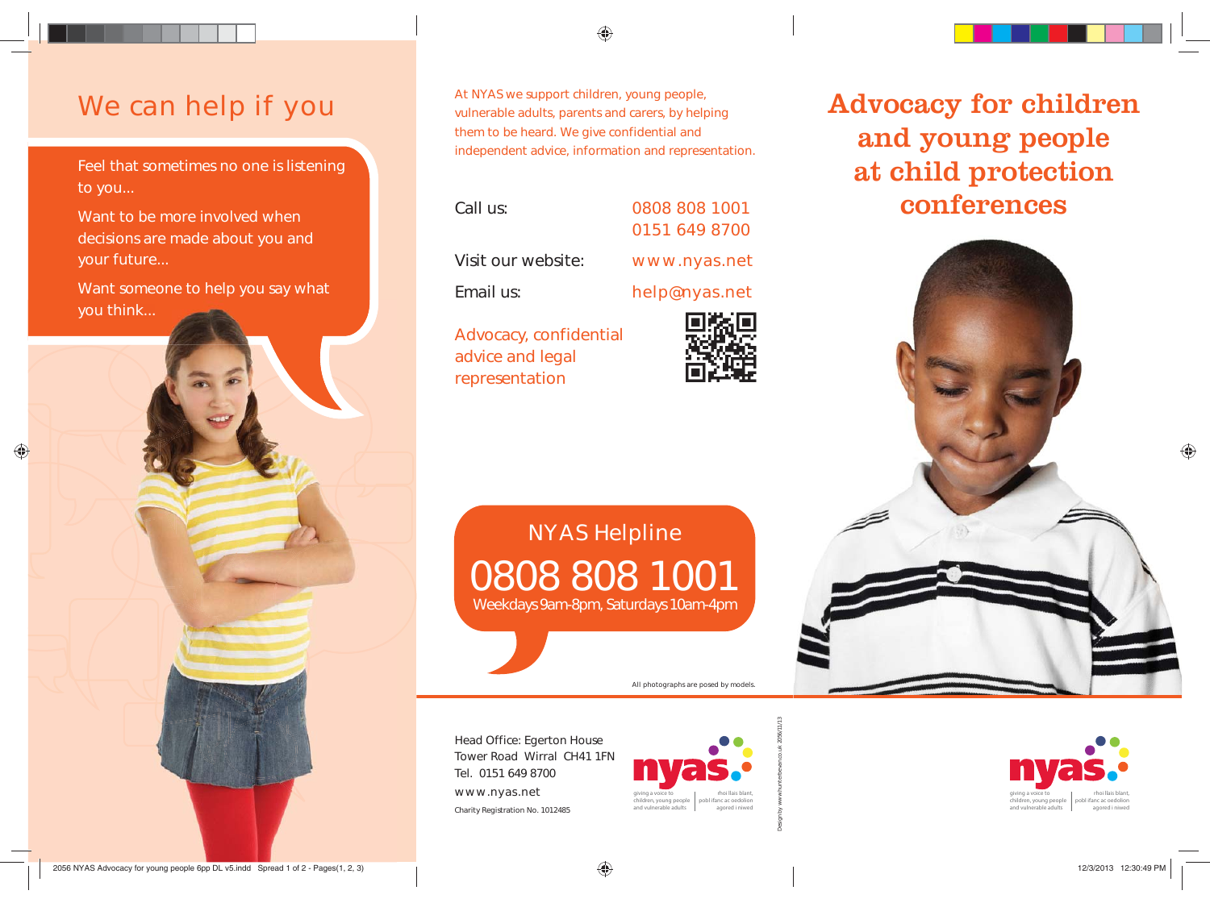# We can help if you

Feel that sometimes no one is listening to you...

Want to be more involved when decisions are made about you and your future...

Want someone to help you say what you think...

At NYAS we support children, young people, vulnerable adults, parents and carers, by helping them to be heard. We give confidential and independent advice, information and representation.

| | |
|---|---|
| Call us: | 0808 808 1001<br>0151 649 8700 |
| Visit our website: | www.nyas.net |
| Email us: | help@nyas.net |

Advocacy, confidential advice and legal representation

## NYAS Helpline

**0808 808 1001**

Weekdays 9am-8pm, Saturdays 10am-4pm

All photographs are posed by models.

Head Office: Egerton House
Tower Road Wirral CH41 1FN
Tel. 0151 649 8700
www.nyas.net

Charity Registration No. 1012485

nyas — giving a voice to children, young people and vulnerable adults | rhoi llais blant, pobl ifanc ac oedolion agored i niwed

Design by www.hunterbevan.co.uk 2056/11/13

# Advocacy for children and young people at child protection conferences

nyas — giving a voice to children, young people and vulnerable adults | rhoi llais blant, pobl ifanc ac oedolion agored i niwed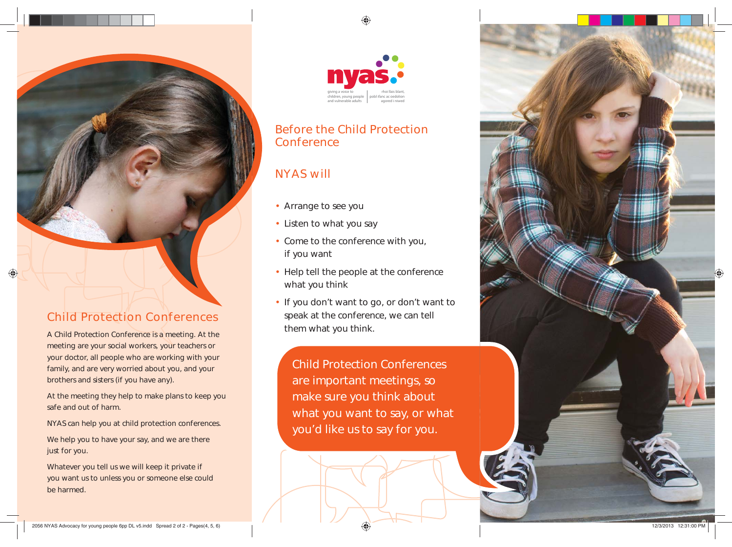## Child Protection Conferences

A Child Protection Conference is a meeting. At the meeting are your social workers, your teachers or your doctor, all people who are working with your family, and are very worried about you, and your brothers and sisters (if you have any).

At the meeting they help to make plans to keep you safe and out of harm.

NYAS can help you at child protection conferences.

We help you to have your say, and we are there just for you.

Whatever you tell us we will keep it private if you want us to unless you or someone else could be harmed.

nyas

giving a voice to children, young people and vulnerable adults

rhoi llais blant, pobl ifanc ac oedolion agored i niwed

## Before the Child Protection Conference

### NYAS will

- Arrange to see you
- Listen to what you say
- Come to the conference with you, if you want
- Help tell the people at the conference what you think
- If you don't want to go, or don't want to speak at the conference, we can tell them what you think.

Child Protection Conferences are important meetings, so make sure you think about what you want to say, or what you'd like us to say for you.